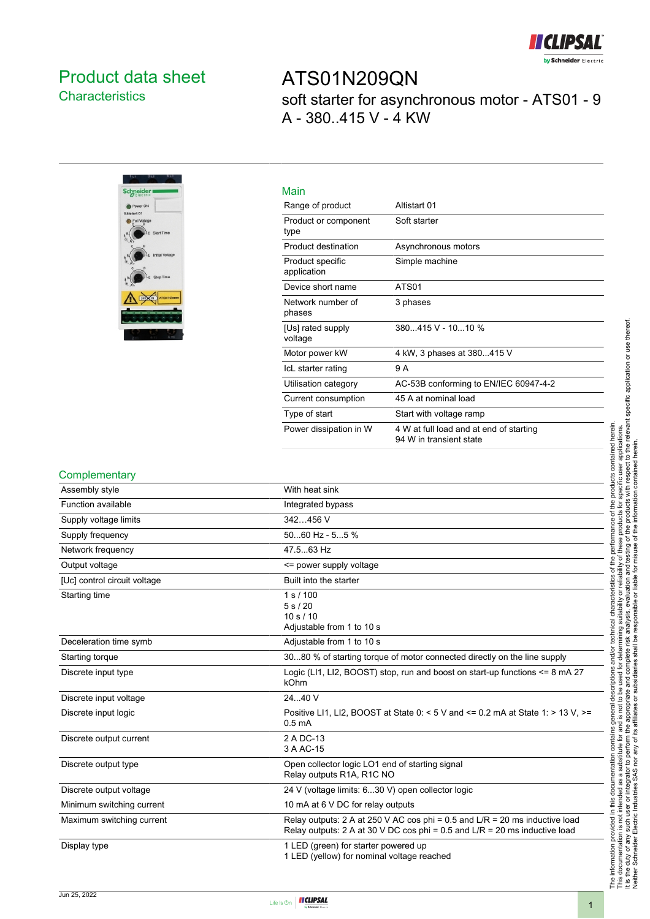# Product data sheet
## Characteristics

# ATS01N209QN
## soft starter for asynchronous motor - ATS01 - 9 A - 380..415 V - 4 KW

### Main

| | |
|---|---|
| Range of product | Altistart 01 |
| Product or component type | Soft starter |
| Product destination | Asynchronous motors |
| Product specific application | Simple machine |
| Device short name | ATS01 |
| Network number of phases | 3 phases |
| [Us] rated supply voltage | 380...415 V - 10...10 % |
| Motor power kW | 4 kW, 3 phases at 380...415 V |
| IcL starter rating | 9 A |
| Utilisation category | AC-53B conforming to EN/IEC 60947-4-2 |
| Current consumption | 45 A at nominal load |
| Type of start | Start with voltage ramp |
| Power dissipation in W | 4 W at full load and at end of starting<br>94 W in transient state |

### Complementary

| | |
|---|---|
| Assembly style | With heat sink |
| Function available | Integrated bypass |
| Supply voltage limits | 342…456 V |
| Supply frequency | 50...60 Hz - 5...5 % |
| Network frequency | 47.5...63 Hz |
| Output voltage | <= power supply voltage |
| [Uc] control circuit voltage | Built into the starter |
| Starting time | 1 s / 100<br>5 s / 20<br>10 s / 10<br>Adjustable from 1 to 10 s |
| Deceleration time symb | Adjustable from 1 to 10 s |
| Starting torque | 30...80 % of starting torque of motor connected directly on the line supply |
| Discrete input type | Logic (LI1, LI2, BOOST) stop, run and boost on start-up functions <= 8 mA 27 kOhm |
| Discrete input voltage | 24...40 V |
| Discrete input logic | Positive LI1, LI2, BOOST at State 0: < 5 V and <= 0.2 mA at State 1: > 13 V, >= 0.5 mA |
| Discrete output current | 2 A DC-13<br>3 A AC-15 |
| Discrete output type | Open collector logic LO1 end of starting signal<br>Relay outputs R1A, R1C NO |
| Discrete output voltage | 24 V (voltage limits: 6...30 V) open collector logic |
| Minimum switching current | 10 mA at 6 V DC for relay outputs |
| Maximum switching current | Relay outputs: 2 A at 250 V AC cos phi = 0.5 and L/R = 20 ms inductive load<br>Relay outputs: 2 A at 30 V DC cos phi = 0.5 and L/R = 20 ms inductive load |
| Display type | 1 LED (green) for starter powered up<br>1 LED (yellow) for nominal voltage reached |

The information provided in this documentation contains general descriptions and/or technical characteristics of the performance of the products contained herein. This documentation is not intended as a substitute for and is not to be used for determining suitability or reliability of these products for specific user applications. It is the duty of any such user or integrator to perform the appropriate and complete risk analysis, evaluation and testing of the products with respect to the relevant specific application or use thereof. Neither Schneider Electric Industries SAS nor any of its affiliates or subsidiaries shall be responsible or liable for misuse of the information contained herein.

Jun 25, 2022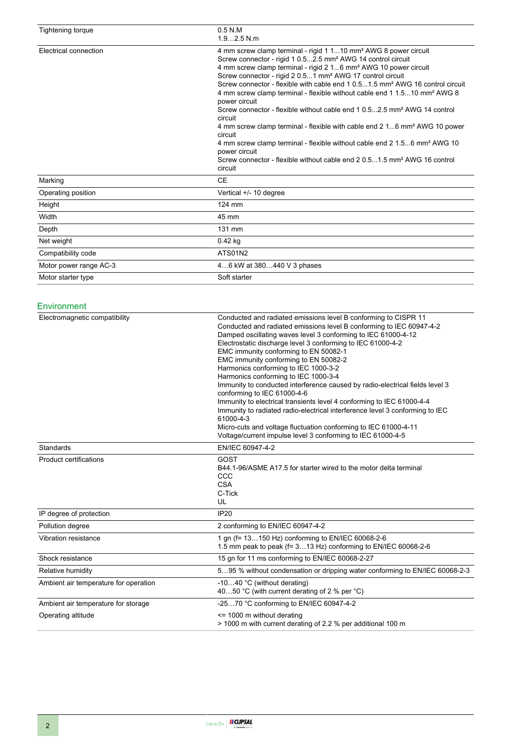| | |
|---|---|
| Tightening torque | 0.5 N.M<br>1.9…2.5 N.m |
| Electrical connection | 4 mm screw clamp terminal - rigid 1 1...10 mm² AWG 8 power circuit<br>Screw connector - rigid 1 0.5...2.5 mm² AWG 14 control circuit<br>4 mm screw clamp terminal - rigid 2 1...6 mm² AWG 10 power circuit<br>Screw connector - rigid 2 0.5...1 mm² AWG 17 control circuit<br>Screw connector - flexible with cable end 1 0.5...1.5 mm² AWG 16 control circuit<br>4 mm screw clamp terminal - flexible without cable end 1 1.5...10 mm² AWG 8 power circuit<br>Screw connector - flexible without cable end 1 0.5...2.5 mm² AWG 14 control circuit<br>4 mm screw clamp terminal - flexible with cable end 2 1...6 mm² AWG 10 power circuit<br>4 mm screw clamp terminal - flexible without cable end 2 1.5...6 mm² AWG 10 power circuit<br>Screw connector - flexible without cable end 2 0.5...1.5 mm² AWG 16 control circuit |
| Marking | CE |
| Operating position | Vertical +/- 10 degree |
| Height | 124 mm |
| Width | 45 mm |
| Depth | 131 mm |
| Net weight | 0.42 kg |
| Compatibility code | ATS01N2 |
| Motor power range AC-3 | 4…6 kW at 380…440 V 3 phases |
| Motor starter type | Soft starter |

## Environment

| | |
|---|---|
| Electromagnetic compatibility | Conducted and radiated emissions level B conforming to CISPR 11<br>Conducted and radiated emissions level B conforming to IEC 60947-4-2<br>Damped oscillating waves level 3 conforming to IEC 61000-4-12<br>Electrostatic discharge level 3 conforming to IEC 61000-4-2<br>EMC immunity conforming to EN 50082-1<br>EMC immunity conforming to EN 50082-2<br>Harmonics conforming to IEC 1000-3-2<br>Harmonics conforming to IEC 1000-3-4<br>Immunity to conducted interference caused by radio-electrical fields level 3 conforming to IEC 61000-4-6<br>Immunity to electrical transients level 4 conforming to IEC 61000-4-4<br>Immunity to radiated radio-electrical interference level 3 conforming to IEC 61000-4-3<br>Micro-cuts and voltage fluctuation conforming to IEC 61000-4-11<br>Voltage/current impulse level 3 conforming to IEC 61000-4-5 |
| Standards | EN/IEC 60947-4-2 |
| Product certifications | GOST<br>B44.1-96/ASME A17.5 for starter wired to the motor delta terminal<br>CCC<br>CSA<br>C-Tick<br>UL |
| IP degree of protection | IP20 |
| Pollution degree | 2 conforming to EN/IEC 60947-4-2 |
| Vibration resistance | 1 gn (f= 13…150 Hz) conforming to EN/IEC 60068-2-6<br>1.5 mm peak to peak (f= 3…13 Hz) conforming to EN/IEC 60068-2-6 |
| Shock resistance | 15 gn for 11 ms conforming to EN/IEC 60068-2-27 |
| Relative humidity | 5…95 % without condensation or dripping water conforming to EN/IEC 60068-2-3 |
| Ambient air temperature for operation | -10…40 °C (without derating)<br>40…50 °C (with current derating of 2 % per °C) |
| Ambient air temperature for storage | -25…70 °C conforming to EN/IEC 60947-4-2 |
| Operating altitude | <= 1000 m without derating<br>> 1000 m with current derating of 2.2 % per additional 100 m |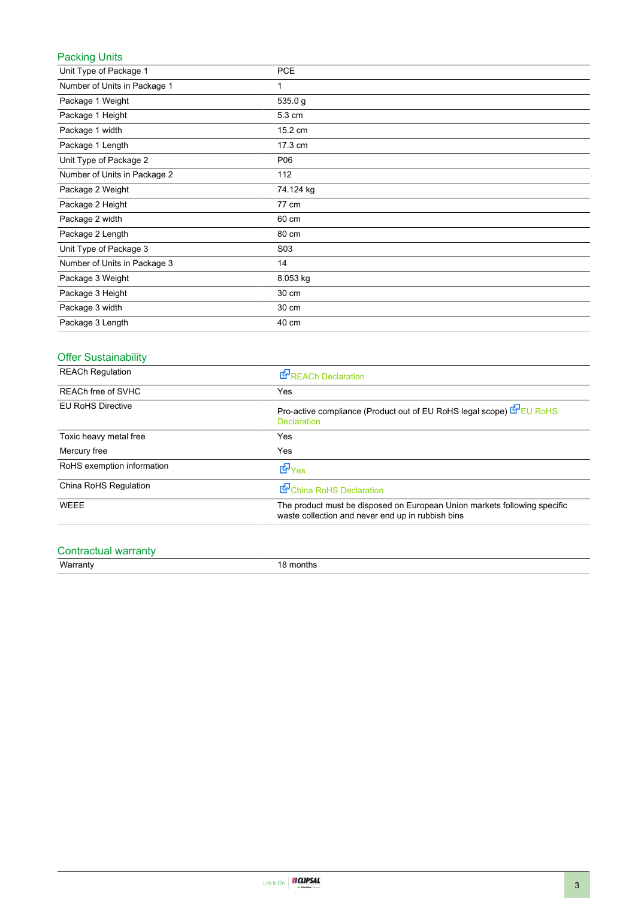## Packing Units

| | |
|---|---|
| Unit Type of Package 1 | PCE |
| Number of Units in Package 1 | 1 |
| Package 1 Weight | 535.0 g |
| Package 1 Height | 5.3 cm |
| Package 1 width | 15.2 cm |
| Package 1 Length | 17.3 cm |
| Unit Type of Package 2 | P06 |
| Number of Units in Package 2 | 112 |
| Package 2 Weight | 74.124 kg |
| Package 2 Height | 77 cm |
| Package 2 width | 60 cm |
| Package 2 Length | 80 cm |
| Unit Type of Package 3 | S03 |
| Number of Units in Package 3 | 14 |
| Package 3 Weight | 8.053 kg |
| Package 3 Height | 30 cm |
| Package 3 width | 30 cm |
| Package 3 Length | 40 cm |

## Offer Sustainability

| | |
|---|---|
| REACh Regulation | REACh Declaration |
| REACh free of SVHC | Yes |
| EU RoHS Directive | Pro-active compliance (Product out of EU RoHS legal scope) EU RoHS Declaration |
| Toxic heavy metal free | Yes |
| Mercury free | Yes |
| RoHS exemption information | Yes |
| China RoHS Regulation | China RoHS Declaration |
| WEEE | The product must be disposed on European Union markets following specific waste collection and never end up in rubbish bins |

## Contractual warranty

| | |
|---|---|
| Warranty | 18 months |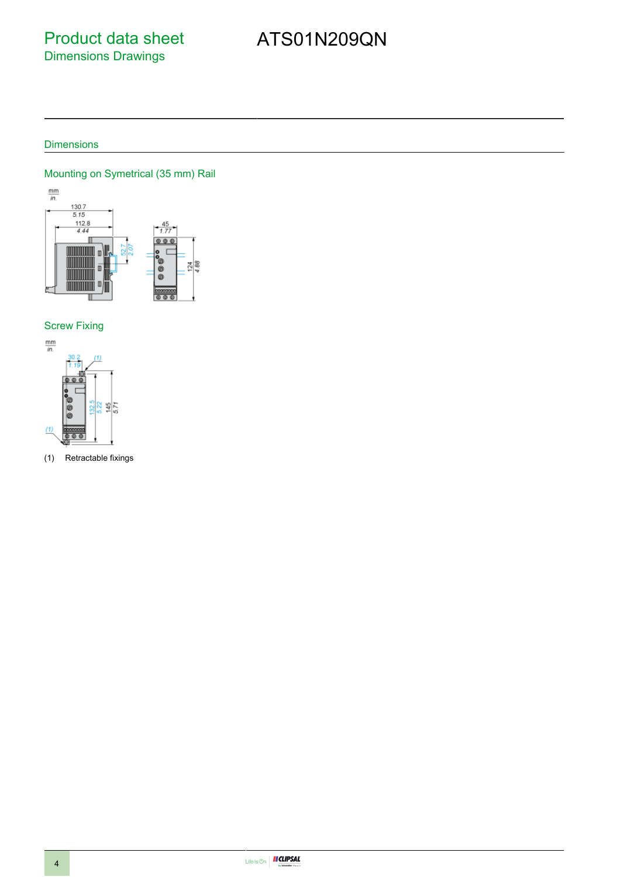# Product data sheet
## Dimensions Drawings

# ATS01N209QN

## Dimensions

### Mounting on Symetrical (35 mm) Rail

### Screw Fixing

(1) Retractable fixings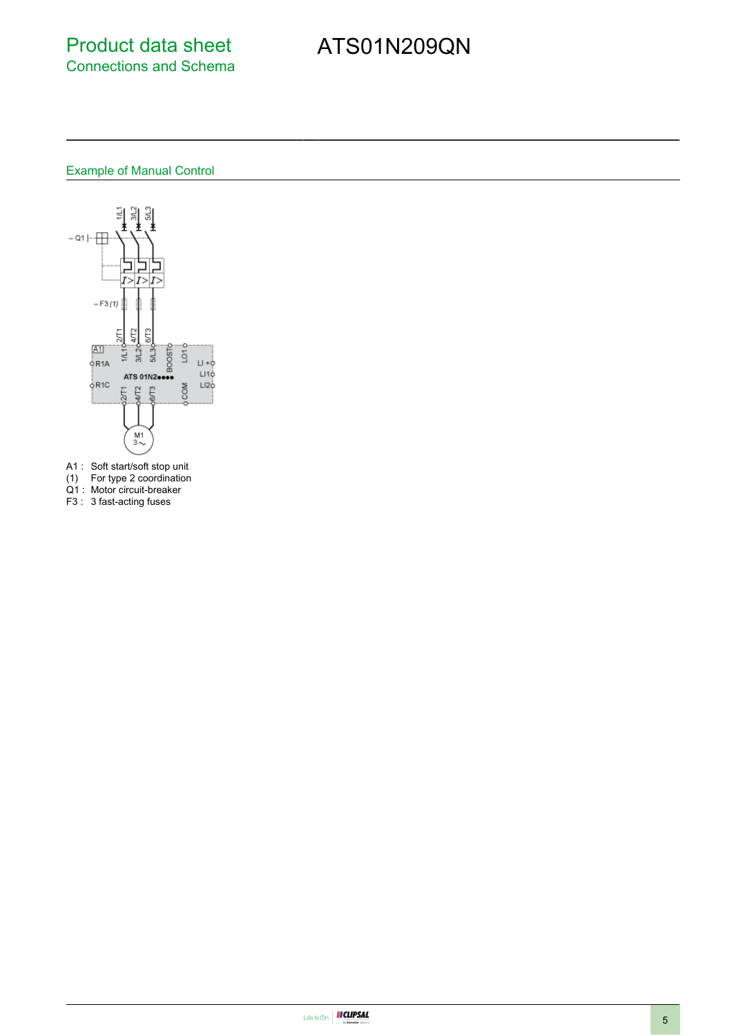# Product data sheet
## Connections and Schema

# ATS01N209QN

### Example of Manual Control

A1 : Soft start/soft stop unit
(1) For type 2 coordination
Q1 : Motor circuit-breaker
F3 : 3 fast-acting fuses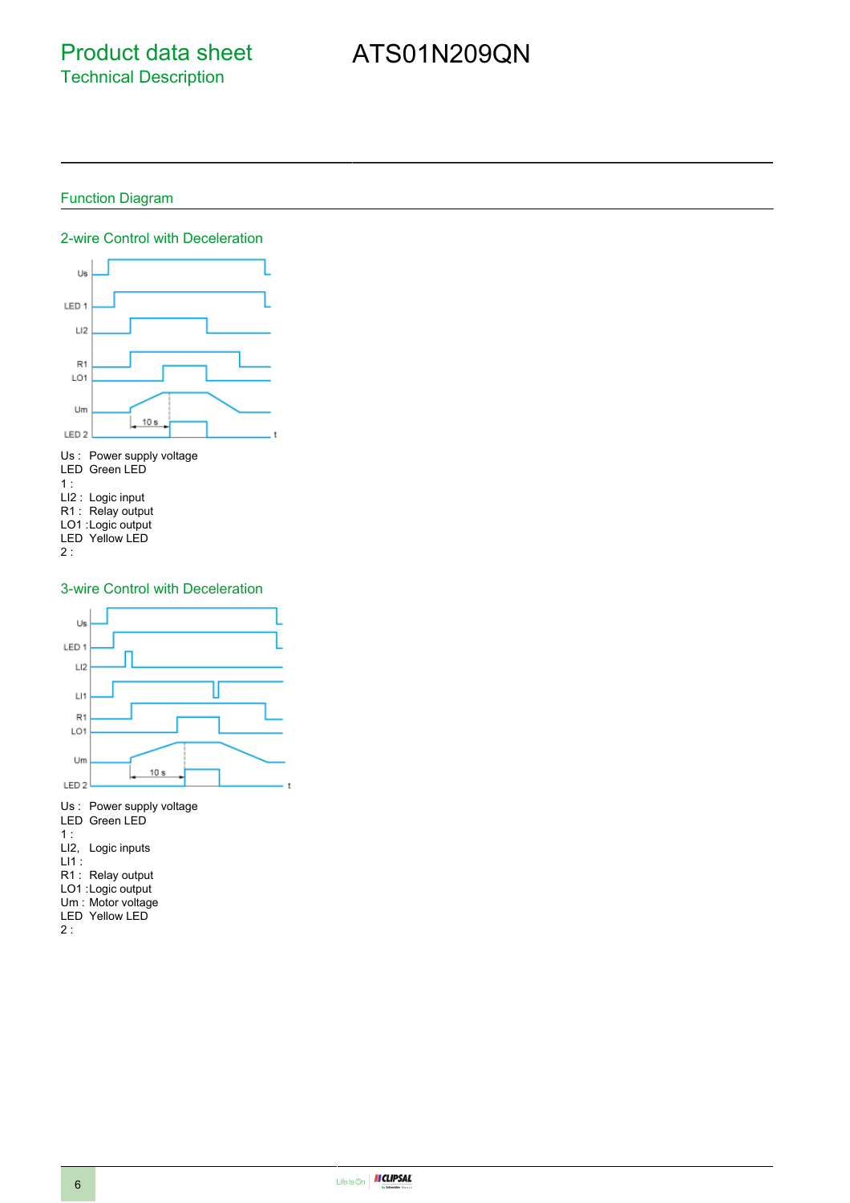## Function Diagram

### 2-wire Control with Deceleration

Us
LED 1
LI2
R1
LO1
Um
10 s
LED 2
t

Us : Power supply voltage
LED 1 : Green LED
LI2 : Logic input
R1 : Relay output
LO1 : Logic output
LED 2 : Yellow LED

### 3-wire Control with Deceleration

Us
LED 1
LI2
LI1
R1
LO1
Um
10 s
LED 2
t

Us : Power supply voltage
LED 1 : Green LED
LI2, LI1 : Logic inputs
R1 : Relay output
LO1 : Logic output
Um : Motor voltage
LED 2 : Yellow LED